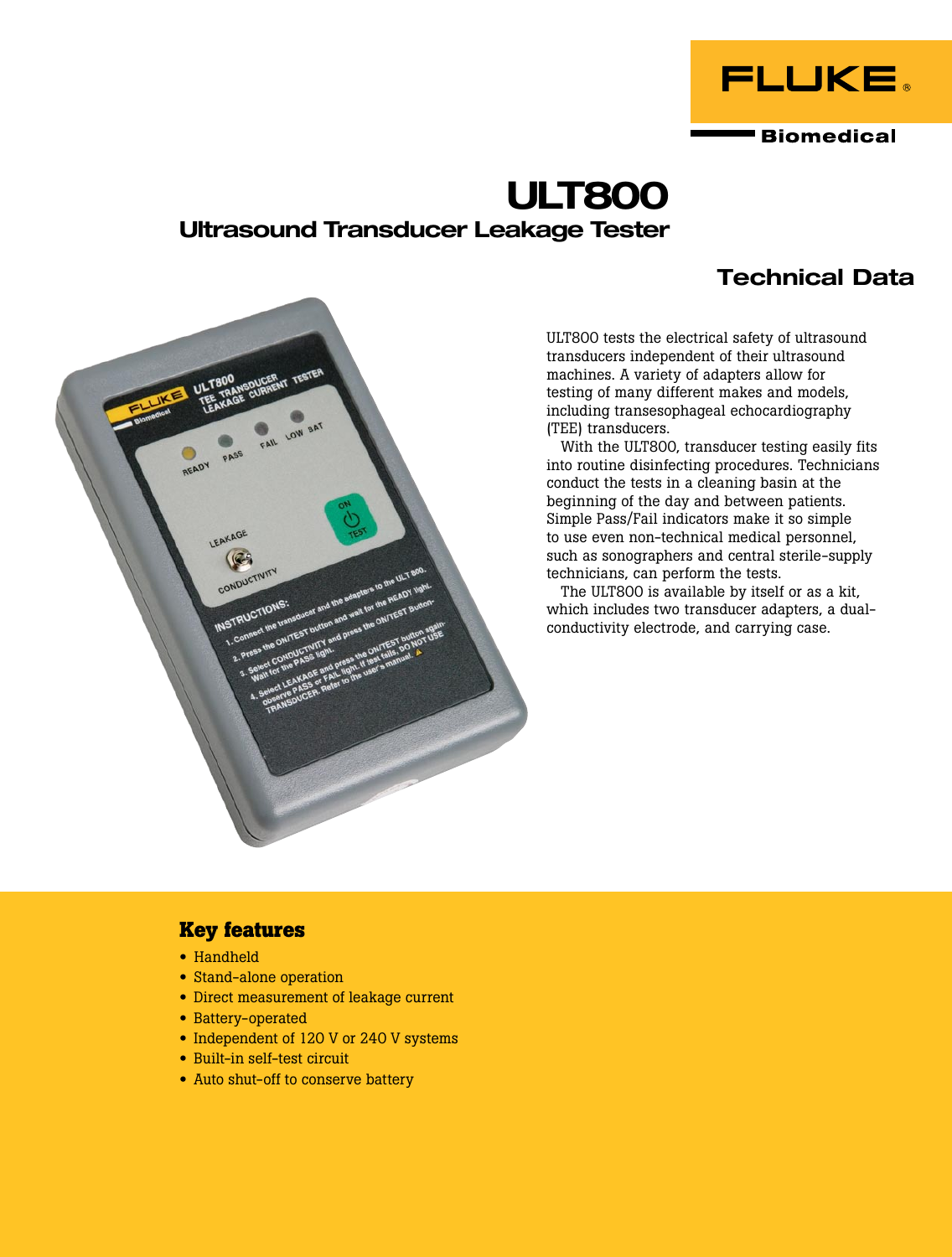# ULT800

## Ultrasound Transducer Leakage Tester

## Technical Data

ULT800 tests the electrical safety of ultrasound transducers independent of their ultrasound machines. A variety of adapters allow for testing of many different makes and models, including transesophageal echocardiography (TEE) transducers.

With the ULT800, transducer testing easily fits into routine disinfecting procedures. Technicians conduct the tests in a cleaning basin at the beginning of the day and between patients. Simple Pass/Fail indicators make it so simple to use even non-technical medical personnel, such as sonographers and central sterile-supply technicians, can perform the tests.

The ULT800 is available by itself or as a kit, which includes two transducer adapters, a dual-conductivity electrode, and carrying case.

### Key features

- Handheld
- Stand-alone operation
- Direct measurement of leakage current
- Battery-operated
- Independent of 120 V or 240 V systems
- Built-in self-test circuit
- Auto shut-off to conserve battery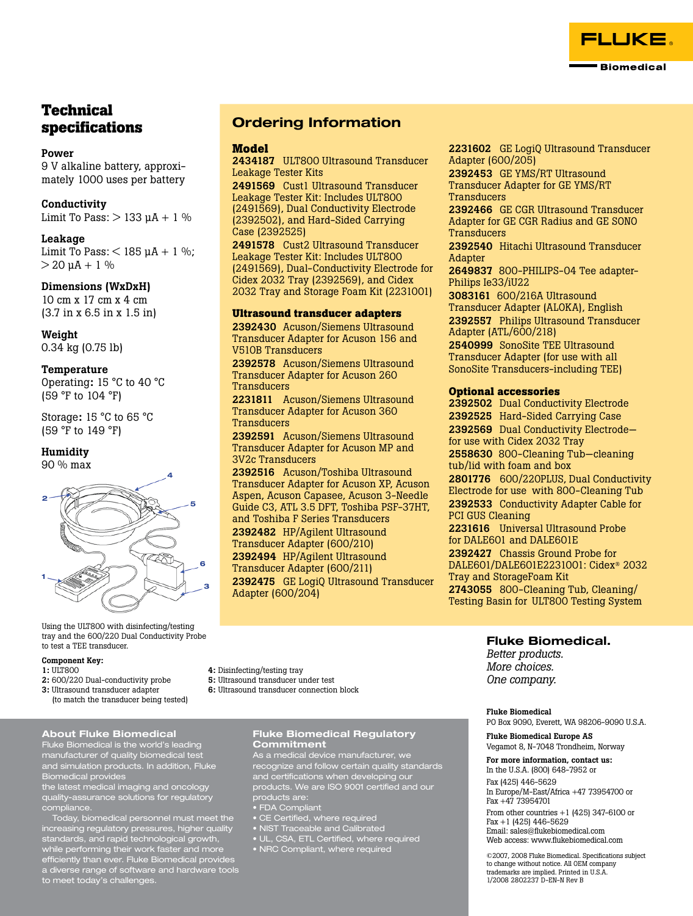## Technical specifications

**Power**
9 V alkaline battery, approximately 1000 uses per battery

**Conductivity**
Limit To Pass: > 133 µA + 1 %

**Leakage**
Limit To Pass: < 185 µA + 1 %; > 20 µA + 1 %

**Dimensions (WxDxH)**
10 cm x 17 cm x 4 cm
(3.7 in x 6.5 in x 1.5 in)

**Weight**
0.34 kg (0.75 lb)

**Temperature**
Operating: 15 °C to 40 °C
(59 °F to 104 °F)

Storage: 15 °C to 65 °C
(59 °F to 149 °F)

**Humidity**
90 % max

4
2
5
1
6
3

Using the ULT800 with disinfecting/testing tray and the 600/220 Dual Conductivity Probe to test a TEE transducer.

**Component Key:**
**1:** ULT800
**2:** 600/220 Dual-conductivity probe
**3:** Ultrasound transducer adapter (to match the transducer being tested)
**4:** Disinfecting/testing tray
**5:** Ultrasound transducer under test
**6:** Ultrasound transducer connection block

## Ordering Information

### Model

**2434187** ULT800 Ultrasound Transducer Leakage Tester Kits
**2491569** Cust1 Ultrasound Transducer Leakage Tester Kit: Includes ULT800 (2491569), Dual Conductivity Electrode (2392502), and Hard-Sided Carrying Case (2392525)
**2491578** Cust2 Ultrasound Transducer Leakage Tester Kit: Includes ULT800 (2491569), Dual-Conductivity Electrode for Cidex 2032 Tray (2392569), and Cidex 2032 Tray and Storage Foam Kit (2231001)

### Ultrasound transducer adapters

**2392430** Acuson/Siemens Ultrasound Transducer Adapter for Acuson 156 and V510B Transducers
**2392578** Acuson/Siemens Ultrasound Transducer Adapter for Acuson 260 Transducers
**2231811** Acuson/Siemens Ultrasound Transducer Adapter for Acuson 360 Transducers
**2392591** Acuson/Siemens Ultrasound Transducer Adapter for Acuson MP and 3V2c Transducers
**2392516** Acuson/Toshiba Ultrasound Transducer Adapter for Acuson XP, Acuson Aspen, Acuson Capasee, Acuson 3-Needle Guide C3, ATL 3.5 DFT, Toshiba PSF-37HT, and Toshiba F Series Transducers
**2392482** HP/Agilent Ultrasound Transducer Adapter (600/210)
**2392494** HP/Agilent Ultrasound Transducer Adapter (600/211)
**2392475** GE LogiQ Ultrasound Transducer Adapter (600/204)
**2231602** GE LogiQ Ultrasound Transducer Adapter (600/205)
**2392453** GE YMS/RT Ultrasound Transducer Adapter for GE YMS/RT Transducers
**2392466** GE CGR Ultrasound Transducer Adapter for GE CGR Radius and GE SONO Transducers
**2392540** Hitachi Ultrasound Transducer Adapter
**2649837** 800-PHILIPS-04 Tee adapter-Philips Ie33/iU22
**3083161** 600/216A Ultrasound Transducer Adapter (ALOKA), English
**2392557** Philips Ultrasound Transducer Adapter (ATL/600/218)
**2540999** SonoSite TEE Ultrasound Transducer Adapter (for use with all SonoSite Transducers-including TEE)

### Optional accessories

**2392502** Dual Conductivity Electrode
**2392525** Hard-Sided Carrying Case
**2392569** Dual Conductivity Electrode—for use with Cidex 2032 Tray
**2558630** 800-Cleaning Tub—cleaning tub/lid with foam and box
**2801776** 600/220PLUS, Dual Conductivity Electrode for use with 800-Cleaning Tub
**2392533** Conductivity Adapter Cable for PCI GUS Cleaning
**2231616** Universal Ultrasound Probe for DALE601 and DALE601E
**2392427** Chassis Ground Probe for DALE601/DALE601E2231001: Cidex® 2032 Tray and StorageFoam Kit
**2743055** 800-Cleaning Tub, Cleaning/Testing Basin for ULT800 Testing System

## Fluke Biomedical.

*Better products.*
*More choices.*
*One company.*

**Fluke Biomedical**
PO Box 9090, Everett, WA 98206-9090 U.S.A.

**Fluke Biomedical Europe AS**
Vegamot 8, N-7048 Trondheim, Norway

**For more information, contact us:**
In the U.S.A. (800) 648-7952 or
Fax (425) 446-5629
In Europe/M-East/Africa +47 73954700 or
Fax +47 73954701
From other countries +1 (425) 347-6100 or
Fax +1 (425) 446-5629
Email: sales@flukebiomedical.com
Web access: www.flukebiomedical.com

©2007, 2008 Fluke Biomedical. Specifications subject to change without notice. All OEM company trademarks are implied. Printed in U.S.A.
1/2008 2802237 D-EN-N Rev B

### About Fluke Biomedical

Fluke Biomedical is the world's leading manufacturer of quality biomedical test and simulation products. In addition, Fluke Biomedical provides the latest medical imaging and oncology quality-assurance solutions for regulatory compliance.

Today, biomedical personnel must meet the increasing regulatory pressures, higher quality standards, and rapid technological growth, while performing their work faster and more efficiently than ever. Fluke Biomedical provides a diverse range of software and hardware tools to meet today's challenges.

### Fluke Biomedical Regulatory Commitment

As a medical device manufacturer, we recognize and follow certain quality standards and certifications when developing our products. We are ISO 9001 certified and our products are:

- FDA Compliant
- CE Certified, where required
- NIST Traceable and Calibrated
- UL, CSA, ETL Certified, where required
- NRC Compliant, where required